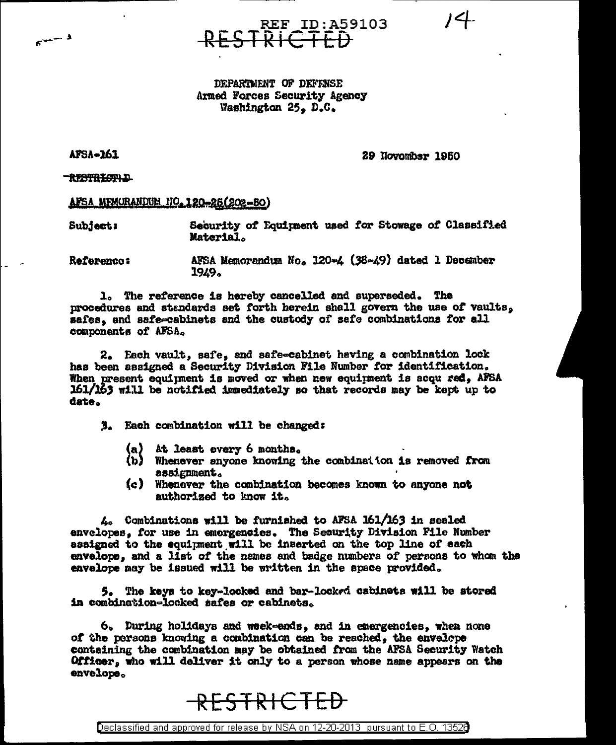REF ID:A59103

~~RESTRICTED~~

DEPARTMENT OF DEFENSE
Armed Forces Security Agency
Washington 25, D.C.

AFSA-161 29 November 1950

~~RESTRICTED~~

AFSA MEMORANDUM NO. 120-25(202-50)

Subject: Security of Equipment used for Stowage of Classified Material.

Reference: AFSA Memorandum No. 120-4 (38-49) dated 1 December 1949.

1. The reference is hereby cancelled and superseded. The procedures and standards set forth herein shall govern the use of vaults, safes, and safe-cabinets and the custody of safe combinations for all components of AFSA.

2. Each vault, safe, and safe-cabinet having a combination lock has been assigned a Security Division File Number for identification. When present equipment is moved or when new equipment is acquired, AFSA 161/163 will be notified immediately so that records may be kept up to date.

3. Each combination will be changed:

(a) At least every 6 months.
(b) Whenever anyone knowing the combination is removed from assignment.
(c) Whenever the combination becomes known to anyone not authorized to know it.

4. Combinations will be furnished to AFSA 161/163 in sealed envelopes, for use in emergencies. The Security Division File Number assigned to the equipment will be inserted on the top line of each envelope, and a list of the names and badge numbers of persons to whom the envelope may be issued will be written in the space provided.

5. The keys to key-locked and bar-locked cabinets will be stored in combination-locked safes or cabinets.

6. During holidays and week-ends, and in emergencies, when none of the persons knowing a combination can be reached, the envelope containing the combination may be obtained from the AFSA Security Watch Officer, who will deliver it only to a person whose name appears on the envelope.

~~RESTRICTED~~

Declassified and approved for release by NSA on 12-20-2013 pursuant to E.O. 13526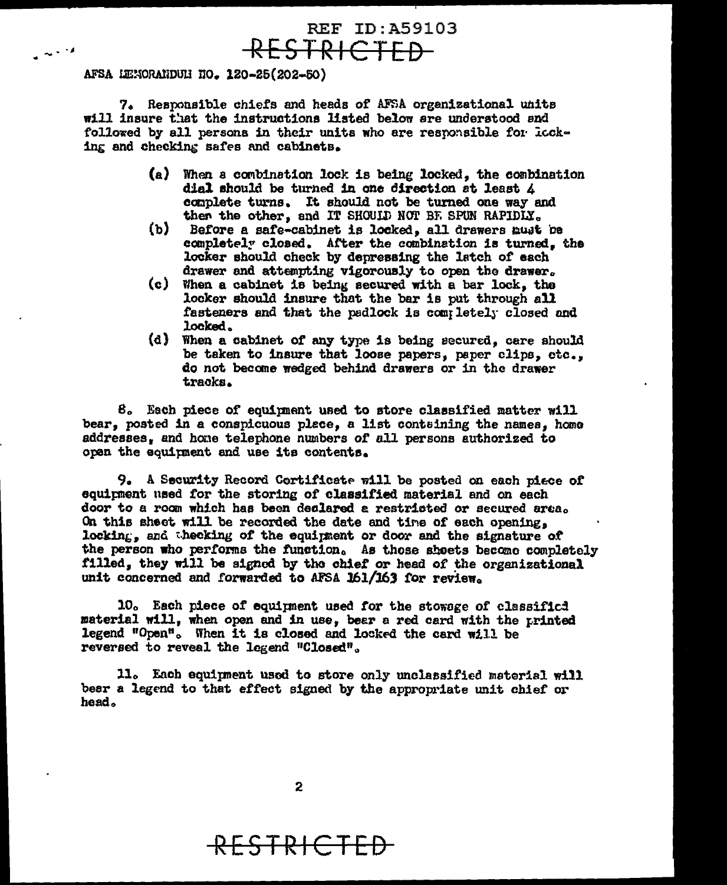REF ID:A59103

RESTRICTED

AFSA MEMORANDUM NO. 120-25(202-50)

7. Responsible chiefs and heads of AFSA organizational units will insure that the instructions listed below are understood and followed by all persons in their units who are responsible for locking and checking safes and cabinets.

(a) When a combination lock is being locked, the combination dial should be turned in one direction at least 4 complete turns. It should not be turned one way and then the other, and IT SHOULD NOT BE SPUN RAPIDLY.

(b) Before a safe-cabinet is locked, all drawers must be completely closed. After the combination is turned, the locker should check by depressing the latch of each drawer and attempting vigorously to open the drawer.

(c) When a cabinet is being secured with a bar lock, the locker should insure that the bar is put through all fasteners and that the padlock is completely closed and locked.

(d) When a cabinet of any type is being secured, care should be taken to insure that loose papers, paper clips, etc., do not become wedged behind drawers or in the drawer tracks.

8. Each piece of equipment used to store classified matter will bear, posted in a conspicuous place, a list containing the names, home addresses, and home telephone numbers of all persons authorized to open the equipment and use its contents.

9. A Security Record Certificate will be posted on each piece of equipment used for the storing of classified material and on each door to a room which has been declared a restricted or secured area. On this sheet will be recorded the date and time of each opening, locking, and checking of the equipment or door and the signature of the person who performs the function. As those sheets become completely filled, they will be signed by the chief or head of the organizational unit concerned and forwarded to AFSA 161/163 for review.

10. Each piece of equipment used for the stowage of classified material will, when open and in use, bear a red card with the printed legend "Open". When it is closed and locked the card will be reversed to reveal the legend "Closed".

11. Each equipment used to store only unclassified material will bear a legend to that effect signed by the appropriate unit chief or head.

RESTRICTED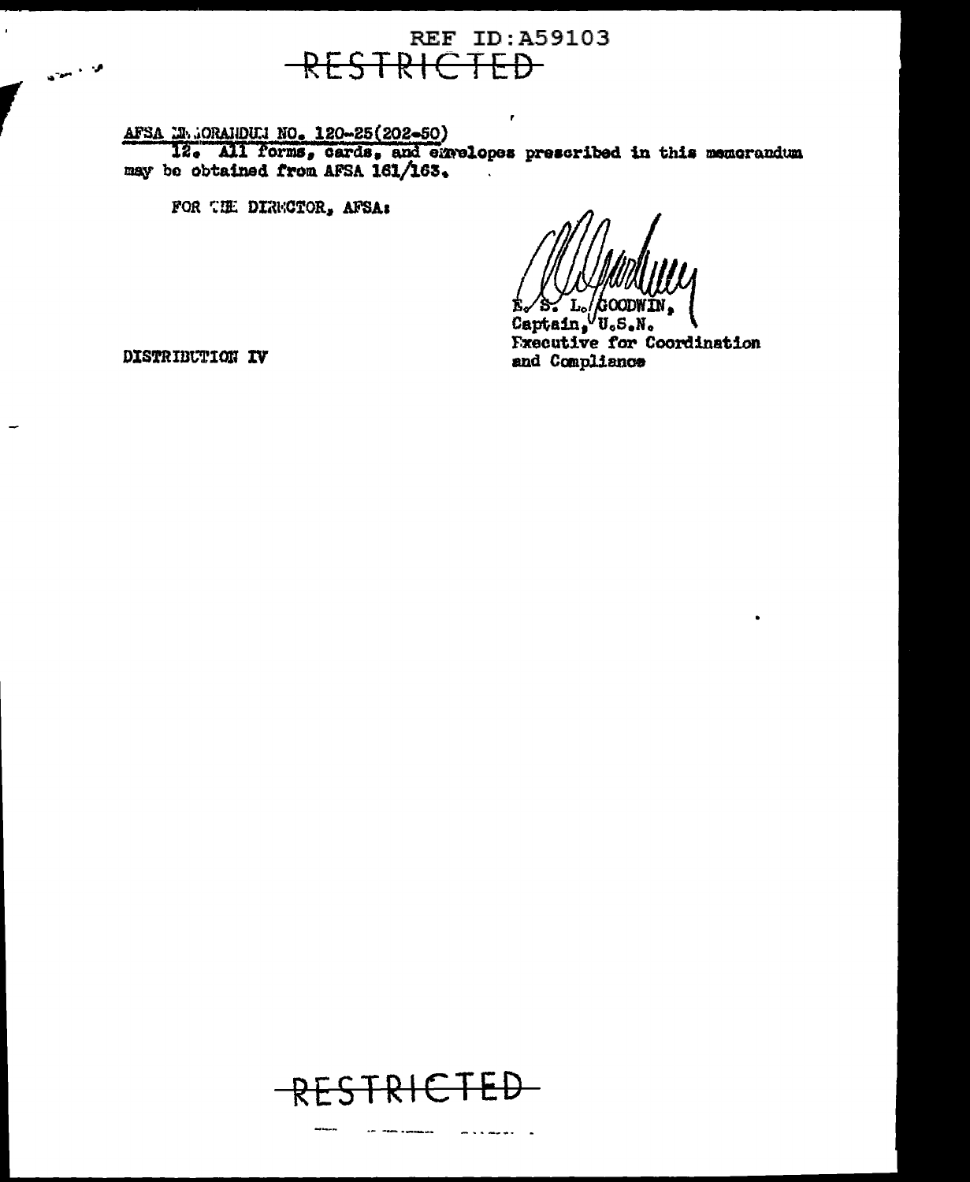AFSA MEMORANDUM NO. 120-25(202-50)

12. All forms, cards, and envelopes prescribed in this memorandum may be obtained from AFSA 161/163.

FOR THE DIRECTOR, AFSA:

E. S. L. GOODWIN,
Captain, U.S.N.
Executive for Coordination and Compliance

DISTRIBUTION IV